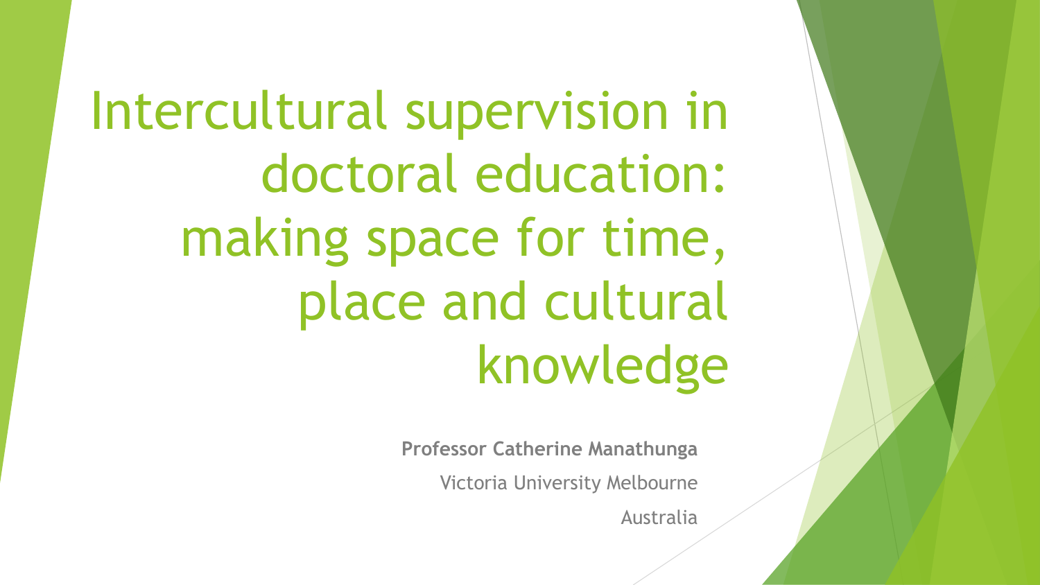# Intercultural supervision in doctoral education: making space for time, place and cultural knowledge

**Professor Catherine Manathunga**

Victoria University Melbourne

Australia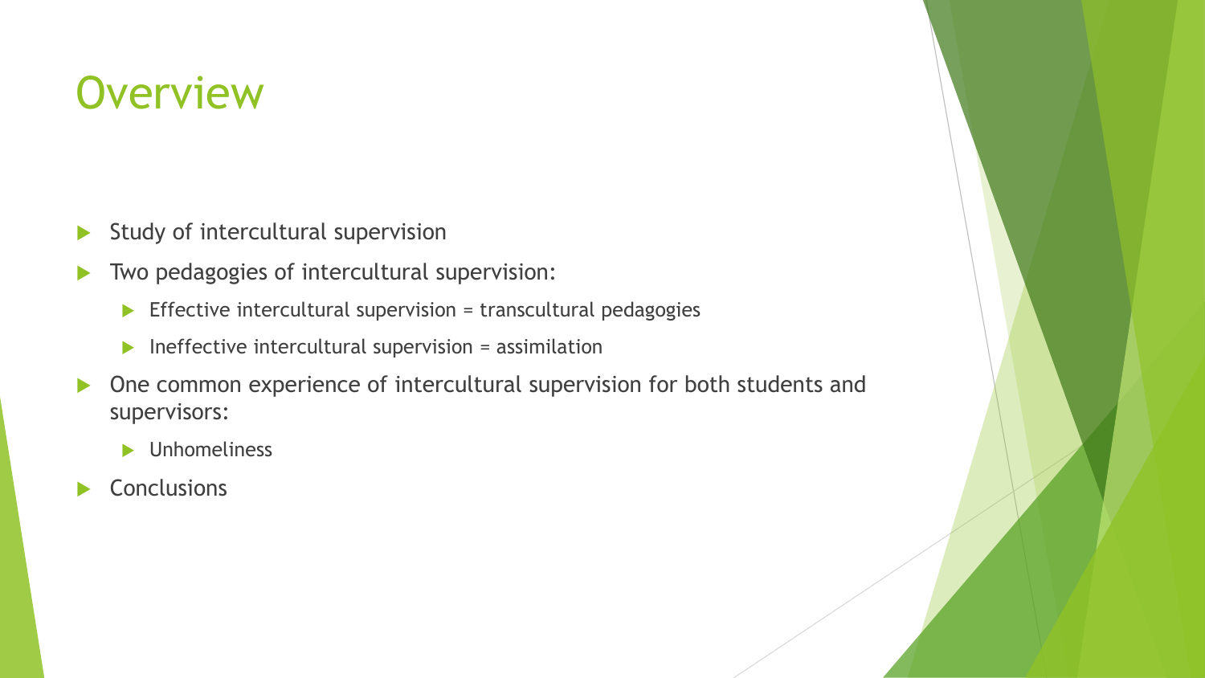# Overview

- Study of intercultural supervision
- Two pedagogies of intercultural supervision:
  - Effective intercultural supervision = transcultural pedagogies
  - Ineffective intercultural supervision = assimilation
- One common experience of intercultural supervision for both students and supervisors:
  - Unhomeliness
- Conclusions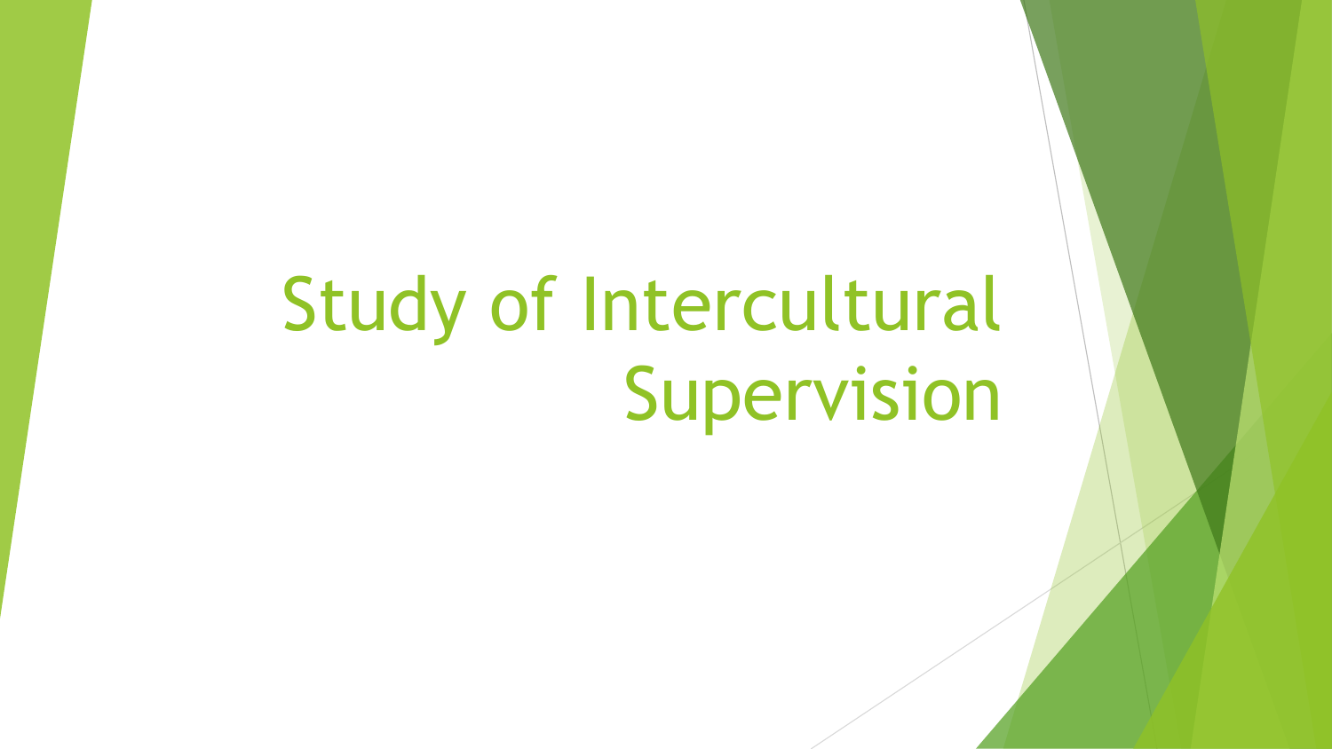# Study of Intercultural Supervision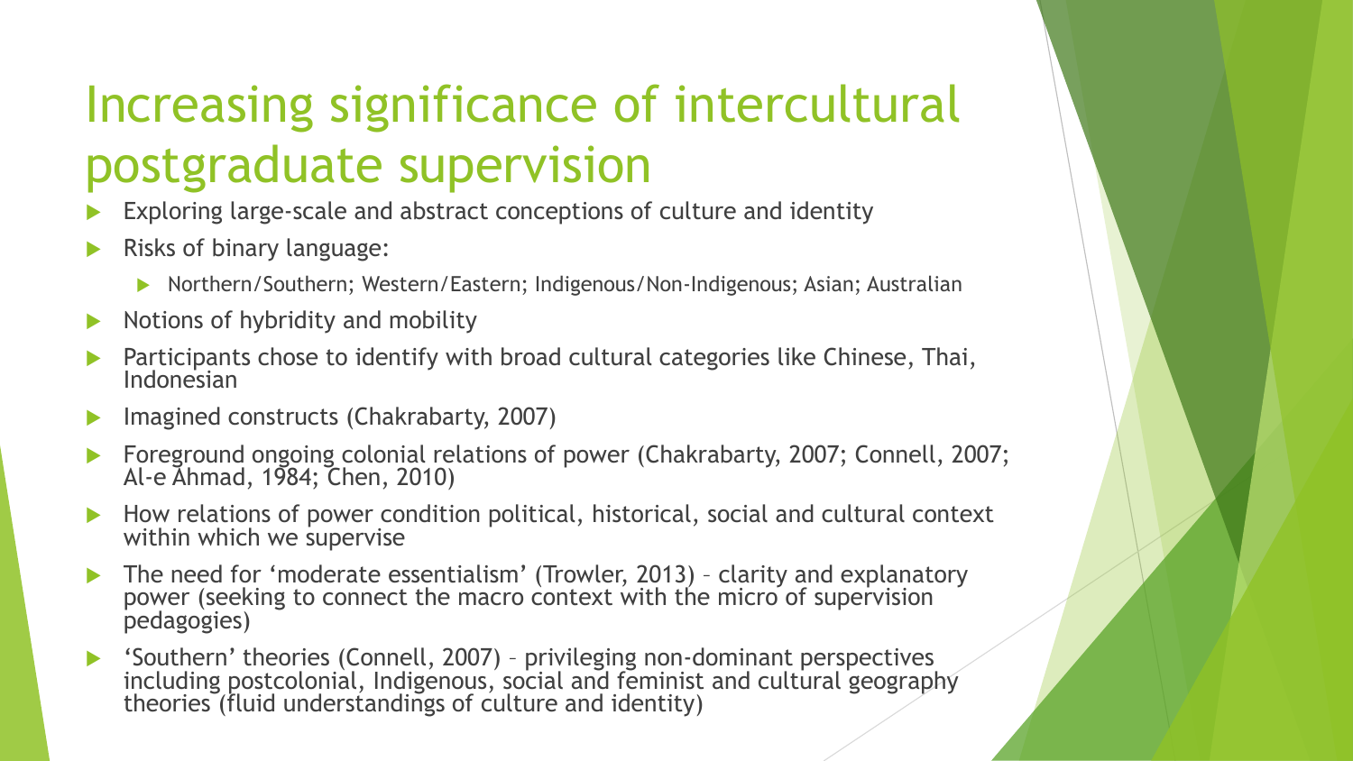# Increasing significance of intercultural postgraduate supervision

- Exploring large-scale and abstract conceptions of culture and identity
- Risks of binary language:
  - Northern/Southern; Western/Eastern; Indigenous/Non-Indigenous; Asian; Australian
- Notions of hybridity and mobility
- Participants chose to identify with broad cultural categories like Chinese, Thai, Indonesian
- Imagined constructs (Chakrabarty, 2007)
- Foreground ongoing colonial relations of power (Chakrabarty, 2007; Connell, 2007; Al-e Ahmad, 1984; Chen, 2010)
- How relations of power condition political, historical, social and cultural context within which we supervise
- The need for 'moderate essentialism' (Trowler, 2013) – clarity and explanatory power (seeking to connect the macro context with the micro of supervision pedagogies)
- 'Southern' theories (Connell, 2007) – privileging non-dominant perspectives including postcolonial, Indigenous, social and feminist and cultural geography theories (fluid understandings of culture and identity)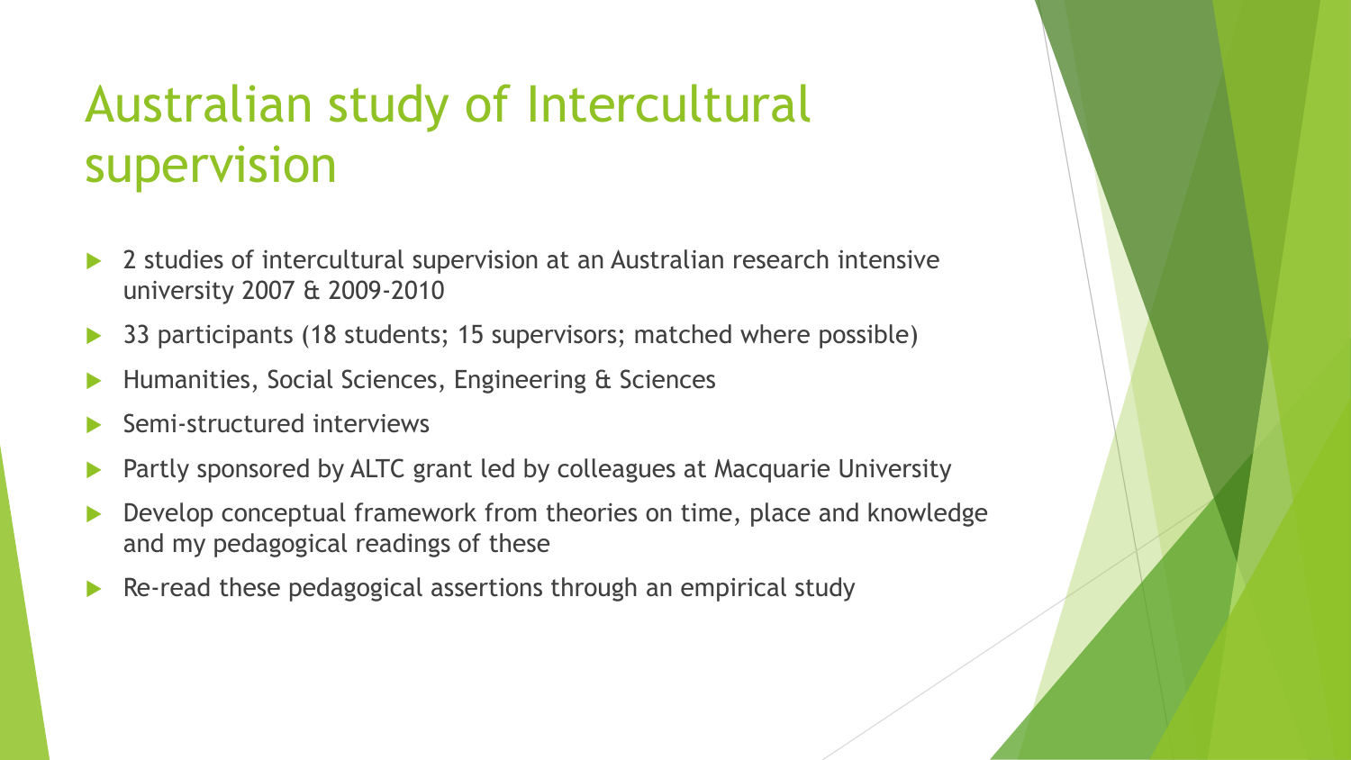# Australian study of Intercultural supervision

- 2 studies of intercultural supervision at an Australian research intensive university 2007 & 2009-2010
- 33 participants (18 students; 15 supervisors; matched where possible)
- Humanities, Social Sciences, Engineering & Sciences
- Semi-structured interviews
- Partly sponsored by ALTC grant led by colleagues at Macquarie University
- Develop conceptual framework from theories on time, place and knowledge and my pedagogical readings of these
- Re-read these pedagogical assertions through an empirical study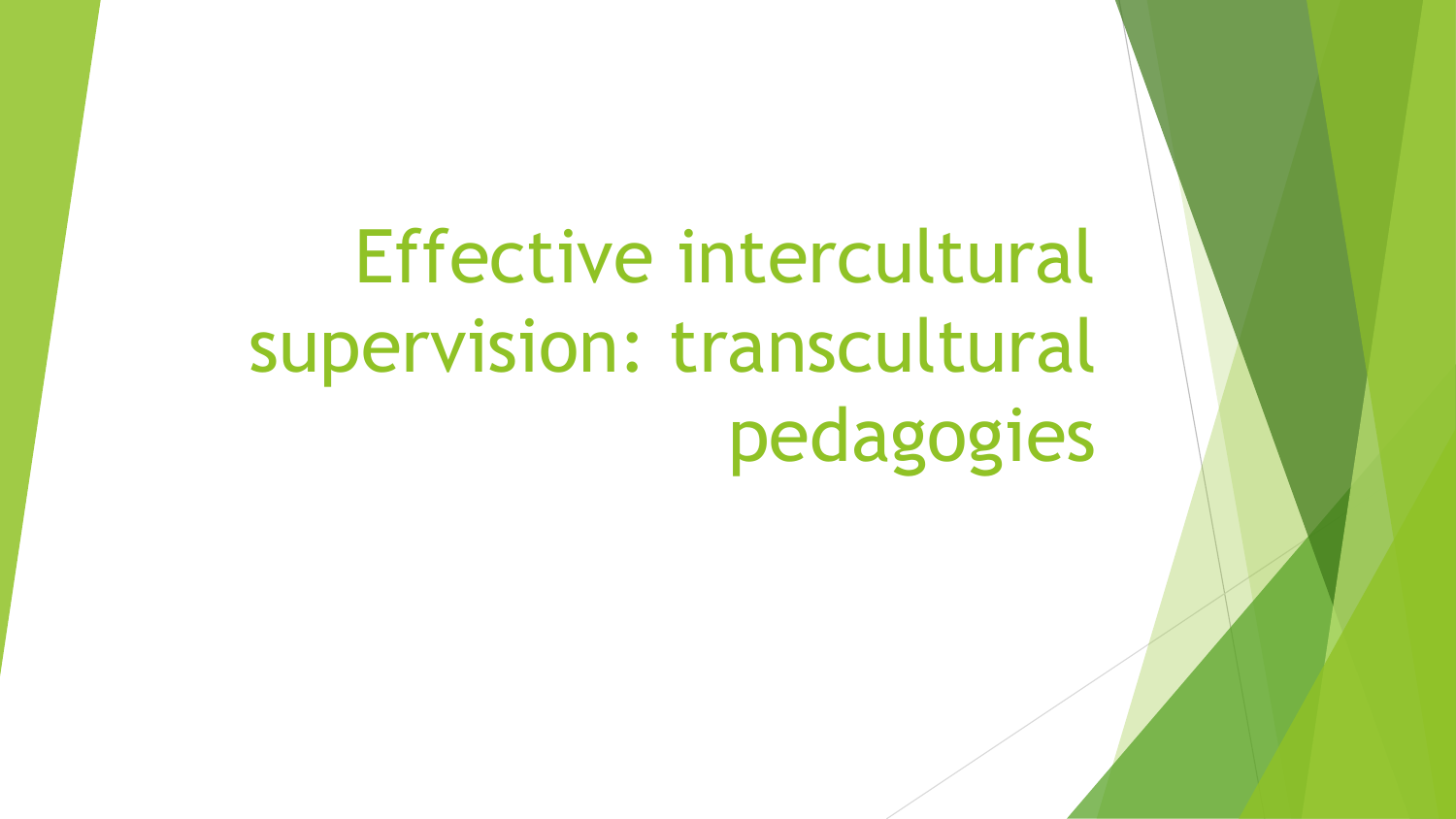# Effective intercultural supervision: transcultural pedagogies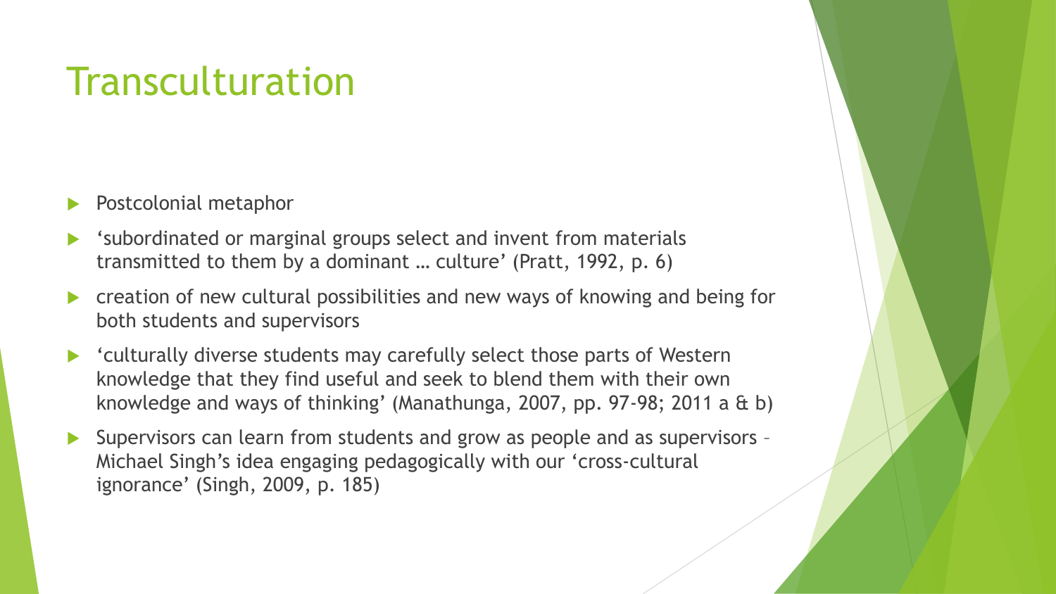# Transculturation

- Postcolonial metaphor
- 'subordinated or marginal groups select and invent from materials transmitted to them by a dominant … culture' (Pratt, 1992, p. 6)
- creation of new cultural possibilities and new ways of knowing and being for both students and supervisors
- 'culturally diverse students may carefully select those parts of Western knowledge that they find useful and seek to blend them with their own knowledge and ways of thinking' (Manathunga, 2007, pp. 97-98; 2011 a & b)
- Supervisors can learn from students and grow as people and as supervisors – Michael Singh's idea engaging pedagogically with our 'cross-cultural ignorance' (Singh, 2009, p. 185)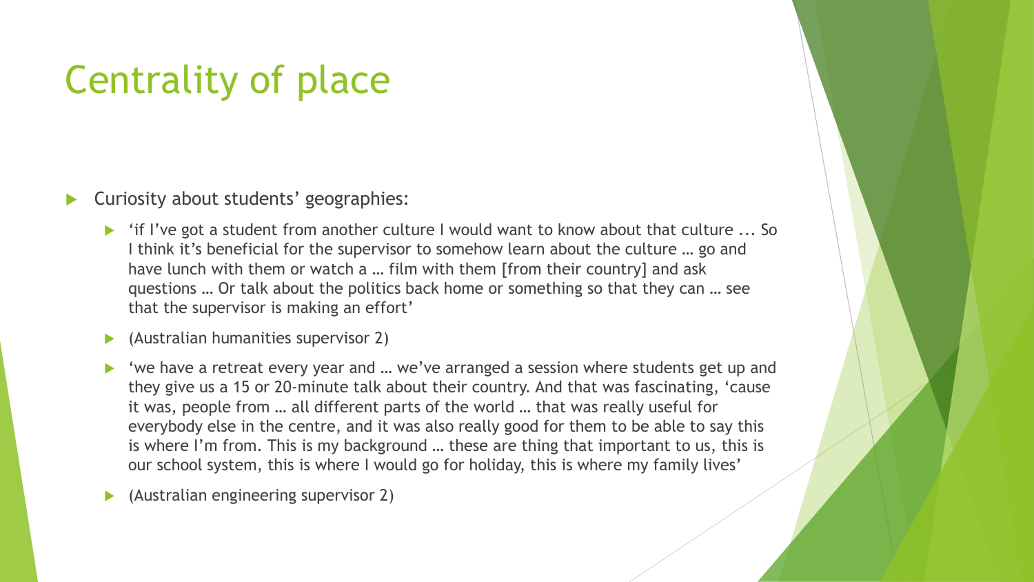# Centrality of place

- Curiosity about students' geographies:
  - 'if I've got a student from another culture I would want to know about that culture ... So I think it's beneficial for the supervisor to somehow learn about the culture … go and have lunch with them or watch a … film with them [from their country] and ask questions … Or talk about the politics back home or something so that they can … see that the supervisor is making an effort'
  - (Australian humanities supervisor 2)
  - 'we have a retreat every year and … we've arranged a session where students get up and they give us a 15 or 20-minute talk about their country. And that was fascinating, 'cause it was, people from … all different parts of the world … that was really useful for everybody else in the centre, and it was also really good for them to be able to say this is where I'm from. This is my background … these are thing that important to us, this is our school system, this is where I would go for holiday, this is where my family lives'
  - (Australian engineering supervisor 2)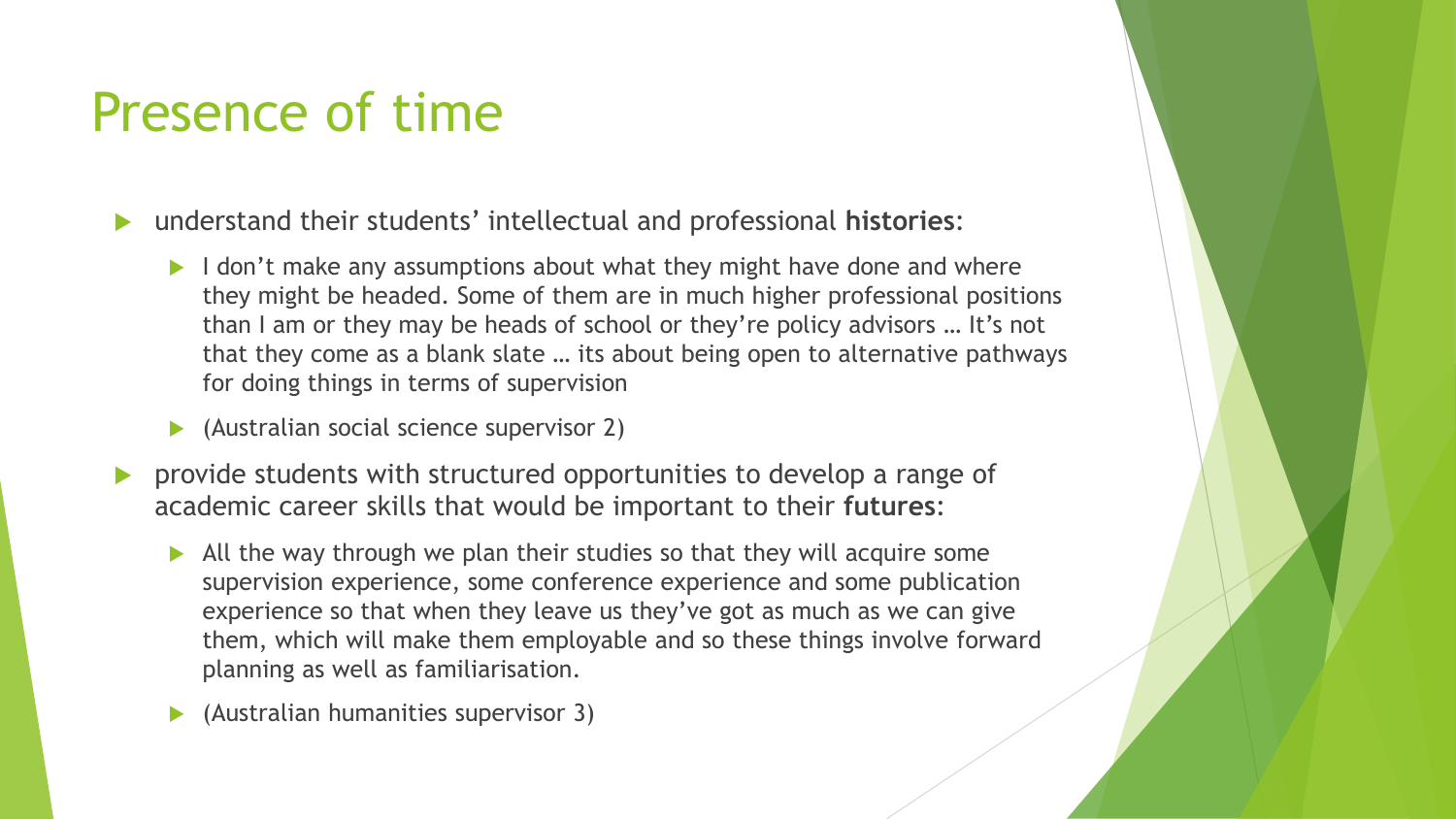# Presence of time

- understand their students' intellectual and professional **histories**:
  - I don't make any assumptions about what they might have done and where they might be headed. Some of them are in much higher professional positions than I am or they may be heads of school or they're policy advisors … It's not that they come as a blank slate … its about being open to alternative pathways for doing things in terms of supervision
  - (Australian social science supervisor 2)
- provide students with structured opportunities to develop a range of academic career skills that would be important to their **futures**:
  - All the way through we plan their studies so that they will acquire some supervision experience, some conference experience and some publication experience so that when they leave us they've got as much as we can give them, which will make them employable and so these things involve forward planning as well as familiarisation.
  - (Australian humanities supervisor 3)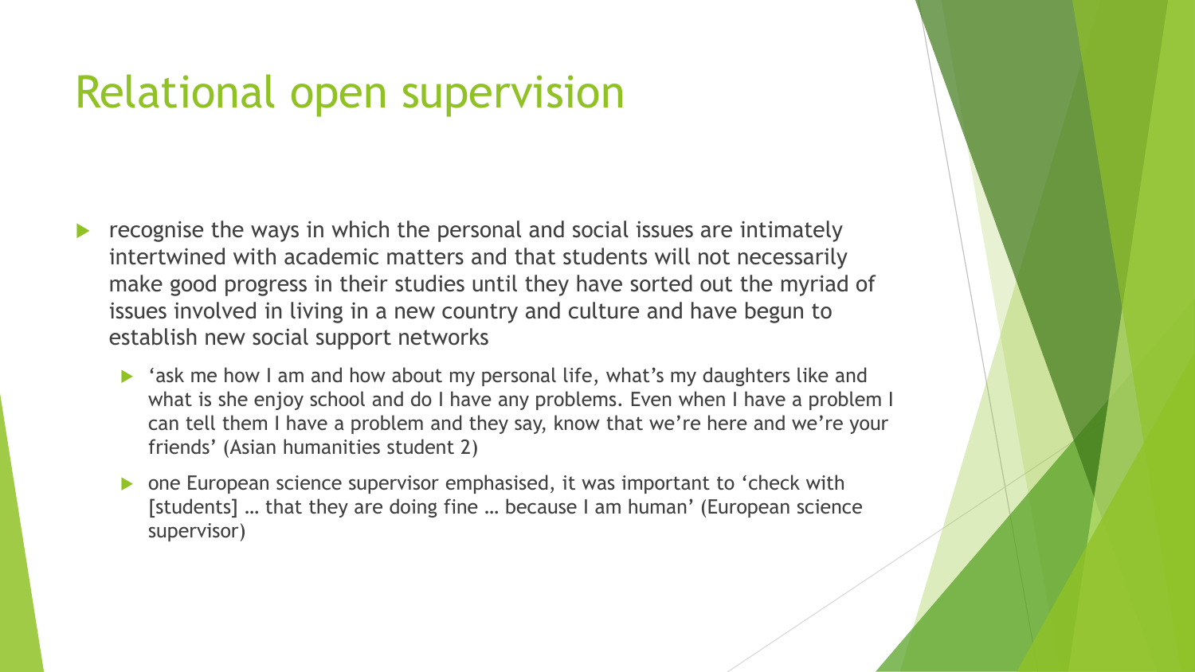# Relational open supervision

- recognise the ways in which the personal and social issues are intimately intertwined with academic matters and that students will not necessarily make good progress in their studies until they have sorted out the myriad of issues involved in living in a new country and culture and have begun to establish new social support networks
  - 'ask me how I am and how about my personal life, what's my daughters like and what is she enjoy school and do I have any problems. Even when I have a problem I can tell them I have a problem and they say, know that we're here and we're your friends' (Asian humanities student 2)
  - one European science supervisor emphasised, it was important to 'check with [students] … that they are doing fine … because I am human' (European science supervisor)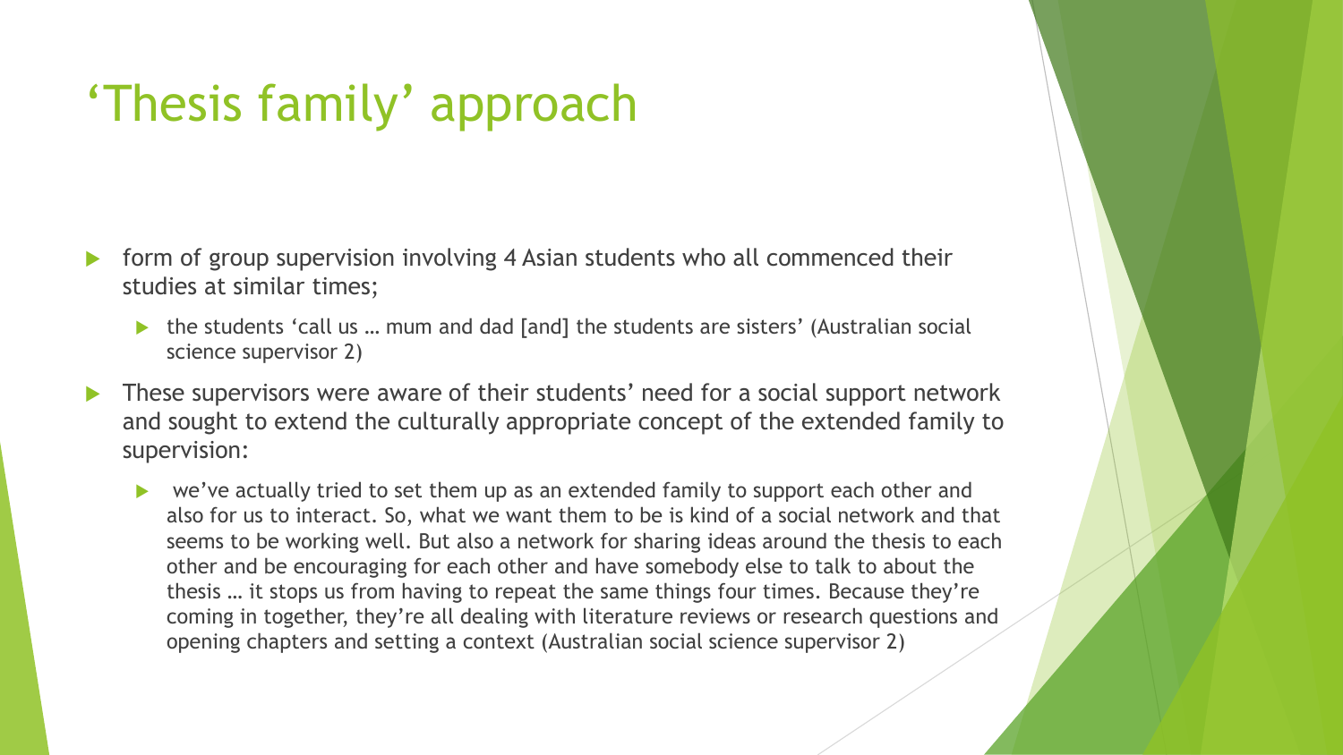# ‘Thesis family’ approach

- form of group supervision involving 4 Asian students who all commenced their studies at similar times;
  - the students ‘call us … mum and dad [and] the students are sisters’ (Australian social science supervisor 2)
- These supervisors were aware of their students’ need for a social support network and sought to extend the culturally appropriate concept of the extended family to supervision:
  - we’ve actually tried to set them up as an extended family to support each other and also for us to interact. So, what we want them to be is kind of a social network and that seems to be working well. But also a network for sharing ideas around the thesis to each other and be encouraging for each other and have somebody else to talk to about the thesis … it stops us from having to repeat the same things four times. Because they’re coming in together, they’re all dealing with literature reviews or research questions and opening chapters and setting a context (Australian social science supervisor 2)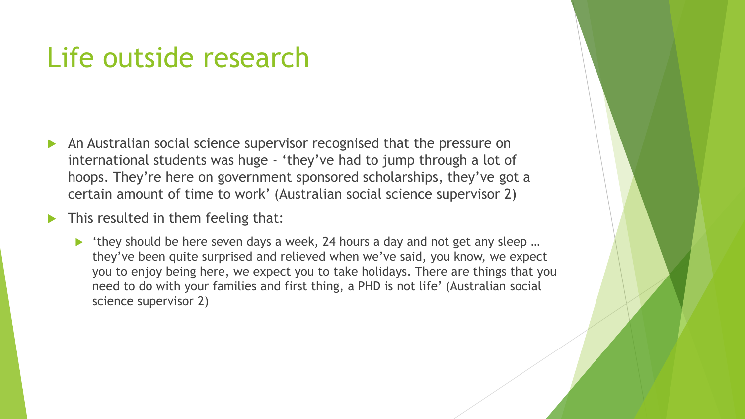# Life outside research

- An Australian social science supervisor recognised that the pressure on international students was huge - 'they've had to jump through a lot of hoops. They're here on government sponsored scholarships, they've got a certain amount of time to work' (Australian social science supervisor 2)
- This resulted in them feeling that:
  - 'they should be here seven days a week, 24 hours a day and not get any sleep … they've been quite surprised and relieved when we've said, you know, we expect you to enjoy being here, we expect you to take holidays. There are things that you need to do with your families and first thing, a PHD is not life' (Australian social science supervisor 2)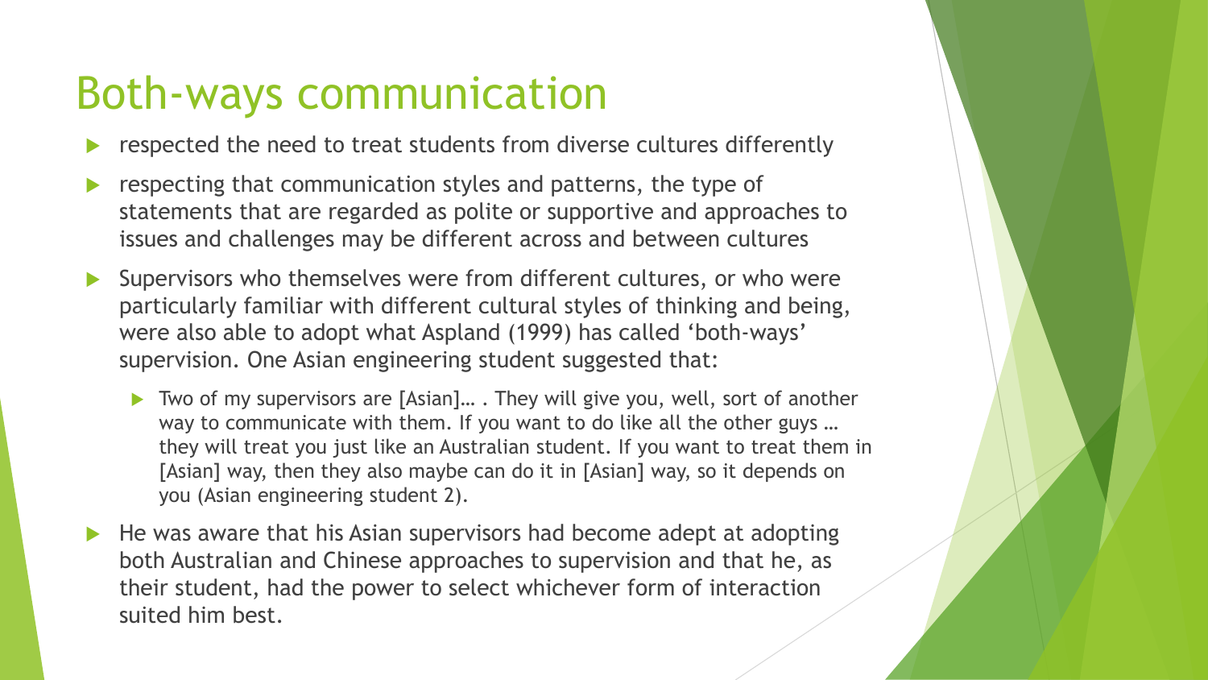# Both-ways communication

- respected the need to treat students from diverse cultures differently
- respecting that communication styles and patterns, the type of statements that are regarded as polite or supportive and approaches to issues and challenges may be different across and between cultures
- Supervisors who themselves were from different cultures, or who were particularly familiar with different cultural styles of thinking and being, were also able to adopt what Aspland (1999) has called 'both-ways' supervision. One Asian engineering student suggested that:
  - Two of my supervisors are [Asian]… . They will give you, well, sort of another way to communicate with them. If you want to do like all the other guys … they will treat you just like an Australian student. If you want to treat them in [Asian] way, then they also maybe can do it in [Asian] way, so it depends on you (Asian engineering student 2).
- He was aware that his Asian supervisors had become adept at adopting both Australian and Chinese approaches to supervision and that he, as their student, had the power to select whichever form of interaction suited him best.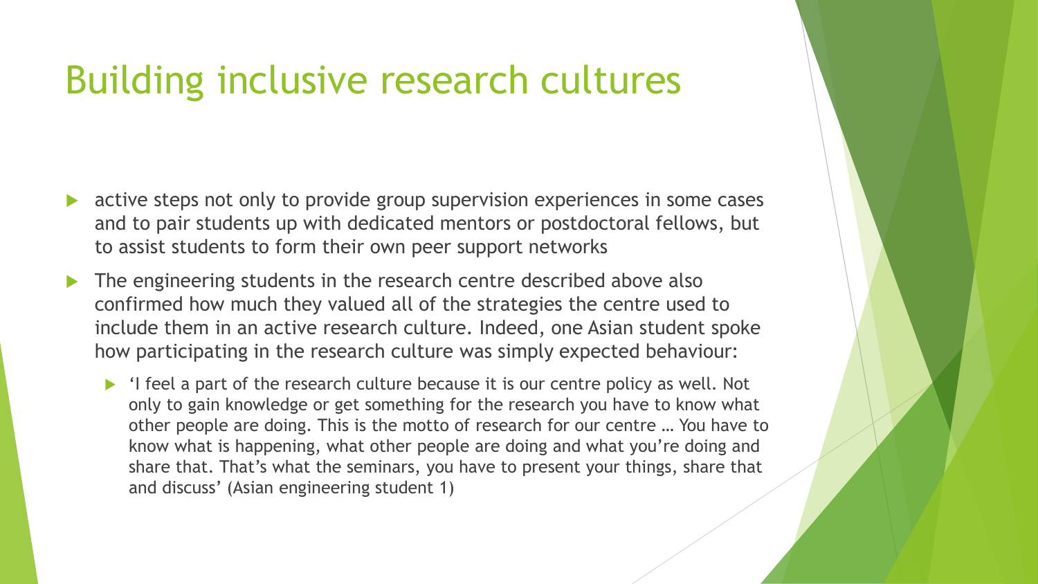# Building inclusive research cultures

- active steps not only to provide group supervision experiences in some cases and to pair students up with dedicated mentors or postdoctoral fellows, but to assist students to form their own peer support networks
- The engineering students in the research centre described above also confirmed how much they valued all of the strategies the centre used to include them in an active research culture. Indeed, one Asian student spoke how participating in the research culture was simply expected behaviour:
  - 'I feel a part of the research culture because it is our centre policy as well. Not only to gain knowledge or get something for the research you have to know what other people are doing. This is the motto of research for our centre … You have to know what is happening, what other people are doing and what you're doing and share that. That's what the seminars, you have to present your things, share that and discuss' (Asian engineering student 1)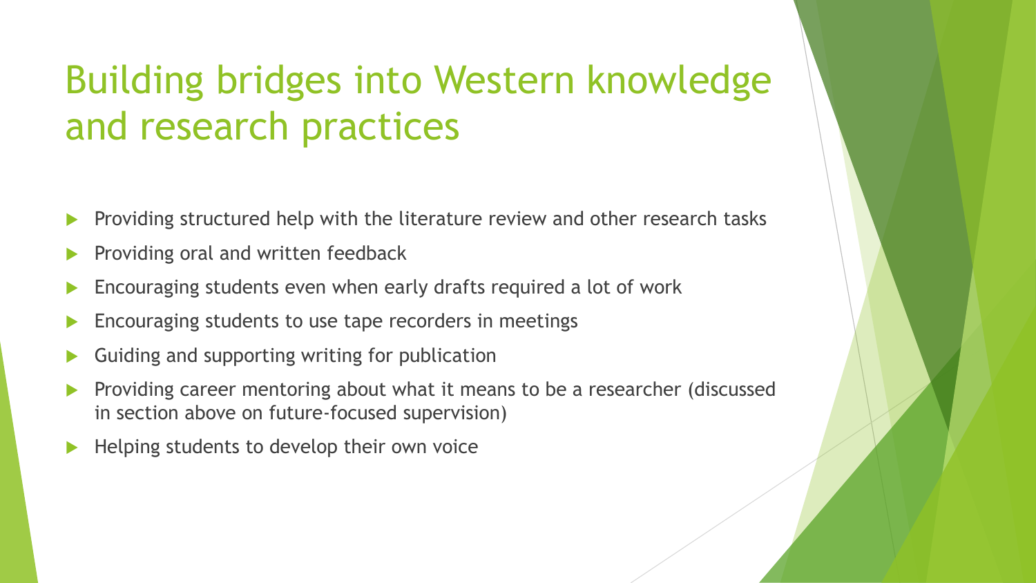# Building bridges into Western knowledge and research practices

- Providing structured help with the literature review and other research tasks
- Providing oral and written feedback
- Encouraging students even when early drafts required a lot of work
- Encouraging students to use tape recorders in meetings
- Guiding and supporting writing for publication
- Providing career mentoring about what it means to be a researcher (discussed in section above on future-focused supervision)
- Helping students to develop their own voice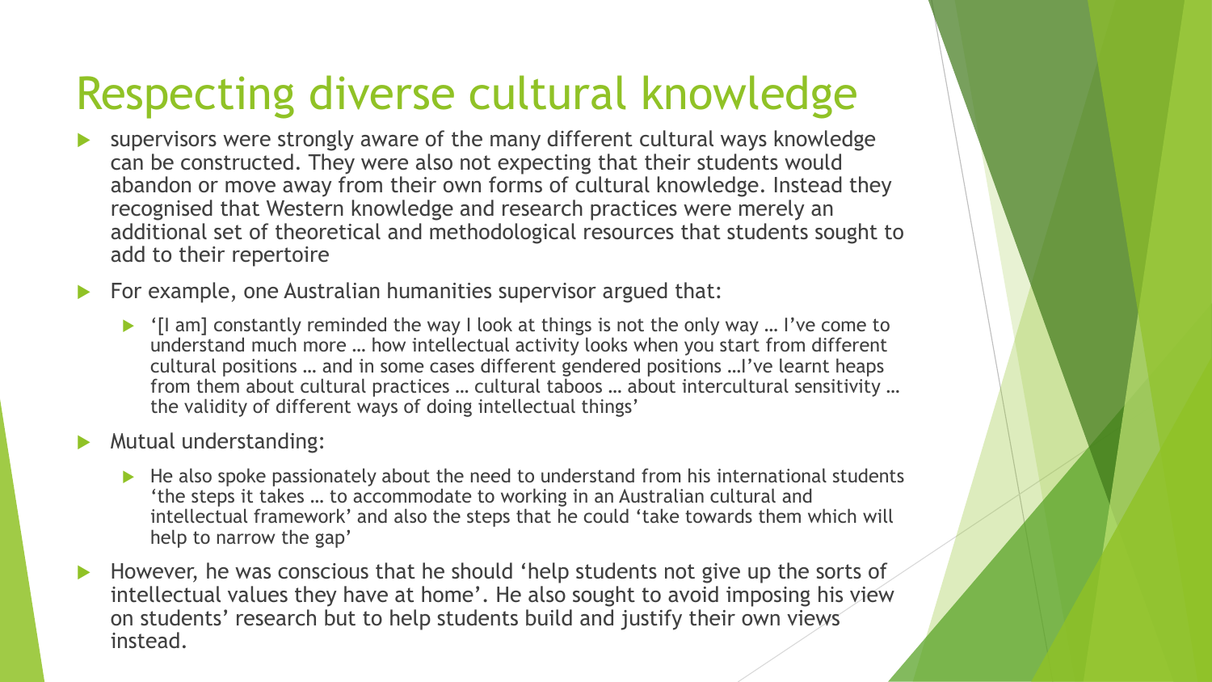# Respecting diverse cultural knowledge

- supervisors were strongly aware of the many different cultural ways knowledge can be constructed. They were also not expecting that their students would abandon or move away from their own forms of cultural knowledge. Instead they recognised that Western knowledge and research practices were merely an additional set of theoretical and methodological resources that students sought to add to their repertoire
- For example, one Australian humanities supervisor argued that:
  - '[I am] constantly reminded the way I look at things is not the only way … I've come to understand much more … how intellectual activity looks when you start from different cultural positions … and in some cases different gendered positions …I've learnt heaps from them about cultural practices … cultural taboos … about intercultural sensitivity … the validity of different ways of doing intellectual things'
- Mutual understanding:
  - He also spoke passionately about the need to understand from his international students 'the steps it takes … to accommodate to working in an Australian cultural and intellectual framework' and also the steps that he could 'take towards them which will help to narrow the gap'
- However, he was conscious that he should 'help students not give up the sorts of intellectual values they have at home'. He also sought to avoid imposing his view on students' research but to help students build and justify their own views instead.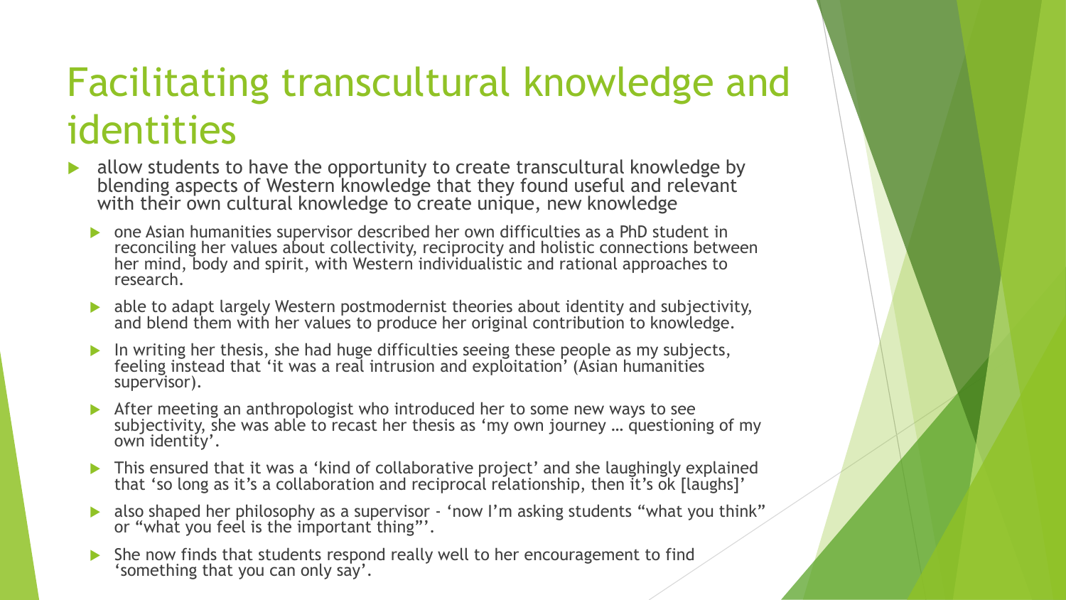# Facilitating transcultural knowledge and identities

- allow students to have the opportunity to create transcultural knowledge by blending aspects of Western knowledge that they found useful and relevant with their own cultural knowledge to create unique, new knowledge
  - one Asian humanities supervisor described her own difficulties as a PhD student in reconciling her values about collectivity, reciprocity and holistic connections between her mind, body and spirit, with Western individualistic and rational approaches to research.
  - able to adapt largely Western postmodernist theories about identity and subjectivity, and blend them with her values to produce her original contribution to knowledge.
  - In writing her thesis, she had huge difficulties seeing these people as my subjects, feeling instead that 'it was a real intrusion and exploitation' (Asian humanities supervisor).
  - After meeting an anthropologist who introduced her to some new ways to see subjectivity, she was able to recast her thesis as 'my own journey … questioning of my own identity'.
  - This ensured that it was a 'kind of collaborative project' and she laughingly explained that 'so long as it's a collaboration and reciprocal relationship, then it's ok [laughs]'
  - also shaped her philosophy as a supervisor - 'now I'm asking students "what you think" or "what you feel is the important thing"'.
  - She now finds that students respond really well to her encouragement to find 'something that you can only say'.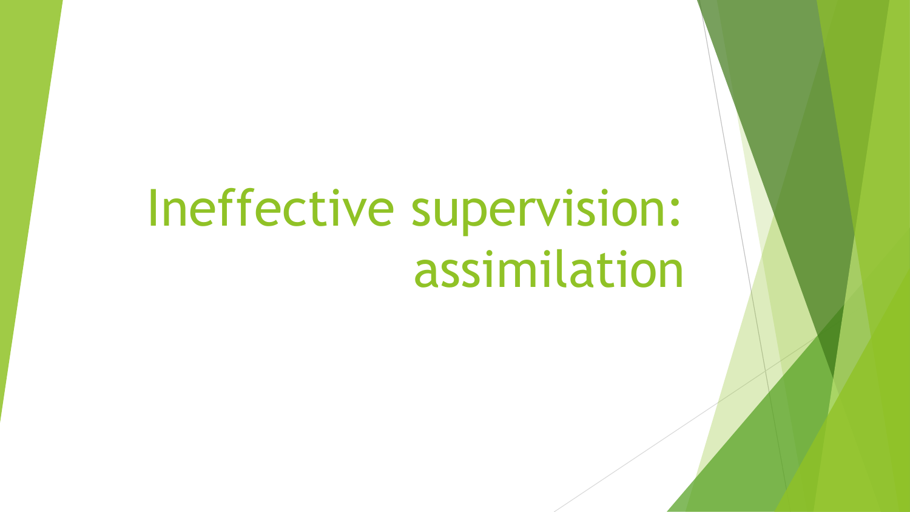# Ineffective supervision: assimilation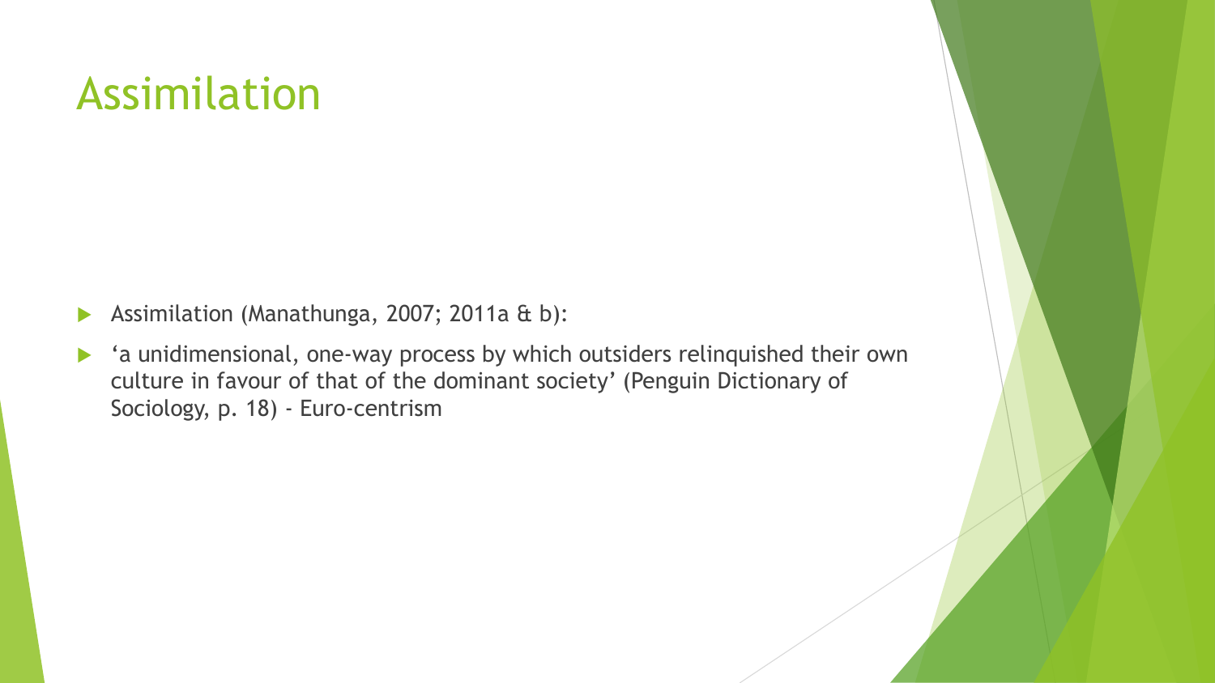# Assimilation

- Assimilation (Manathunga, 2007; 2011a & b):
- 'a unidimensional, one-way process by which outsiders relinquished their own culture in favour of that of the dominant society' (Penguin Dictionary of Sociology, p. 18) - Euro-centrism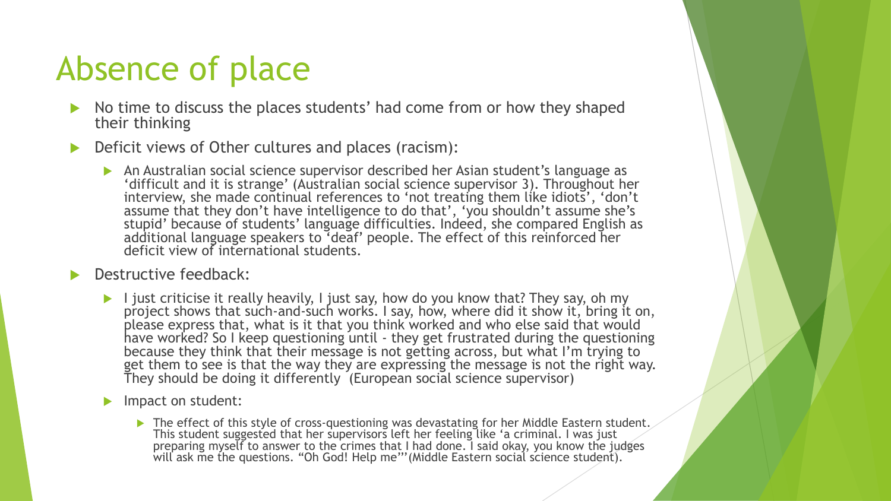# Absence of place

- No time to discuss the places students' had come from or how they shaped their thinking
- Deficit views of Other cultures and places (racism):
  - An Australian social science supervisor described her Asian student's language as 'difficult and it is strange' (Australian social science supervisor 3). Throughout her interview, she made continual references to 'not treating them like idiots', 'don't assume that they don't have intelligence to do that', 'you shouldn't assume she's stupid' because of students' language difficulties. Indeed, she compared English as additional language speakers to 'deaf' people. The effect of this reinforced her deficit view of international students.
- Destructive feedback:
  - I just criticise it really heavily, I just say, how do you know that? They say, oh my project shows that such-and-such works. I say, how, where did it show it, bring it on, please express that, what is it that you think worked and who else said that would have worked? So I keep questioning until - they get frustrated during the questioning because they think that their message is not getting across, but what I'm trying to get them to see is that the way they are expressing the message is not the right way. They should be doing it differently (European social science supervisor)
  - Impact on student:
    - The effect of this style of cross-questioning was devastating for her Middle Eastern student. This student suggested that her supervisors left her feeling like 'a criminal. I was just preparing myself to answer to the crimes that I had done. I said okay, you know the judges will ask me the questions. "Oh God! Help me"'(Middle Eastern social science student).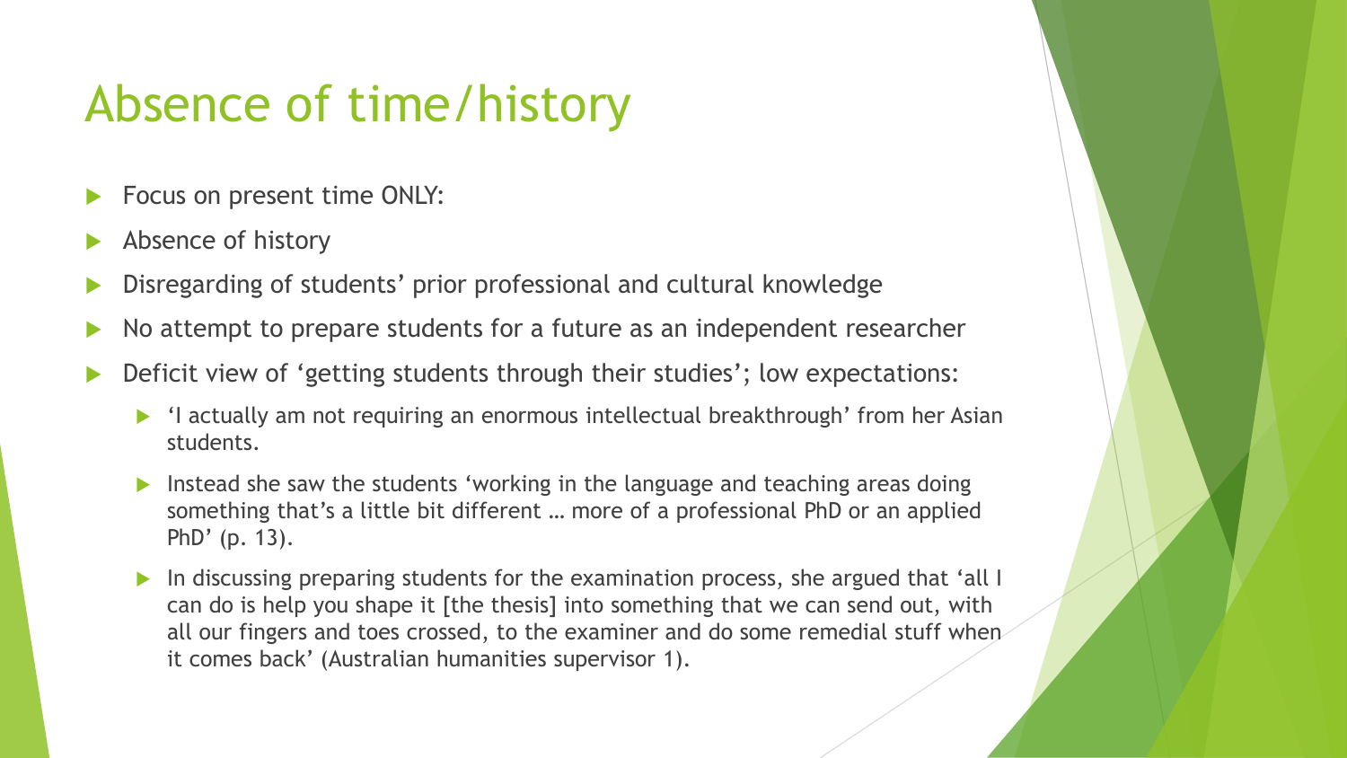# Absence of time/history

- Focus on present time ONLY:
- Absence of history
- Disregarding of students' prior professional and cultural knowledge
- No attempt to prepare students for a future as an independent researcher
- Deficit view of 'getting students through their studies'; low expectations:
  - 'I actually am not requiring an enormous intellectual breakthrough' from her Asian students.
  - Instead she saw the students 'working in the language and teaching areas doing something that's a little bit different … more of a professional PhD or an applied PhD' (p. 13).
  - In discussing preparing students for the examination process, she argued that 'all I can do is help you shape it [the thesis] into something that we can send out, with all our fingers and toes crossed, to the examiner and do some remedial stuff when it comes back' (Australian humanities supervisor 1).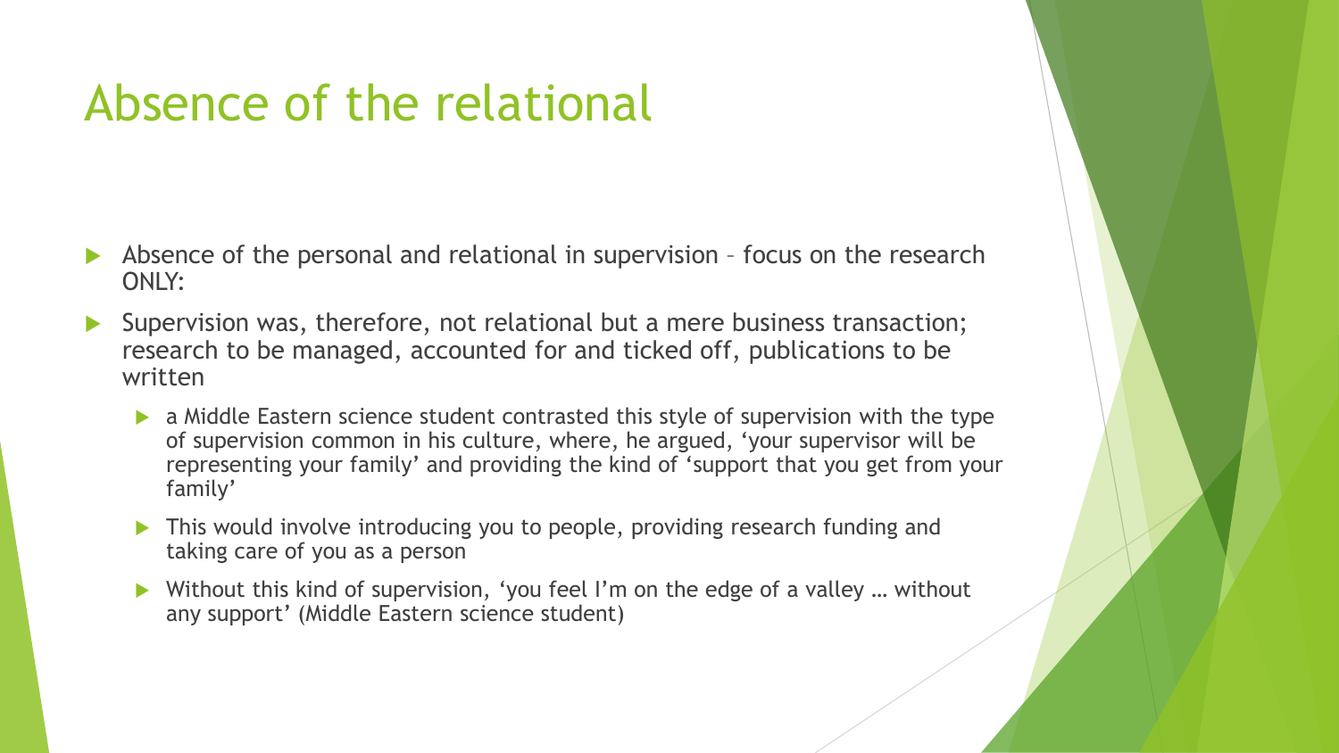# Absence of the relational

- Absence of the personal and relational in supervision – focus on the research ONLY:
- Supervision was, therefore, not relational but a mere business transaction; research to be managed, accounted for and ticked off, publications to be written
  - a Middle Eastern science student contrasted this style of supervision with the type of supervision common in his culture, where, he argued, 'your supervisor will be representing your family' and providing the kind of 'support that you get from your family'
  - This would involve introducing you to people, providing research funding and taking care of you as a person
  - Without this kind of supervision, 'you feel I'm on the edge of a valley … without any support' (Middle Eastern science student)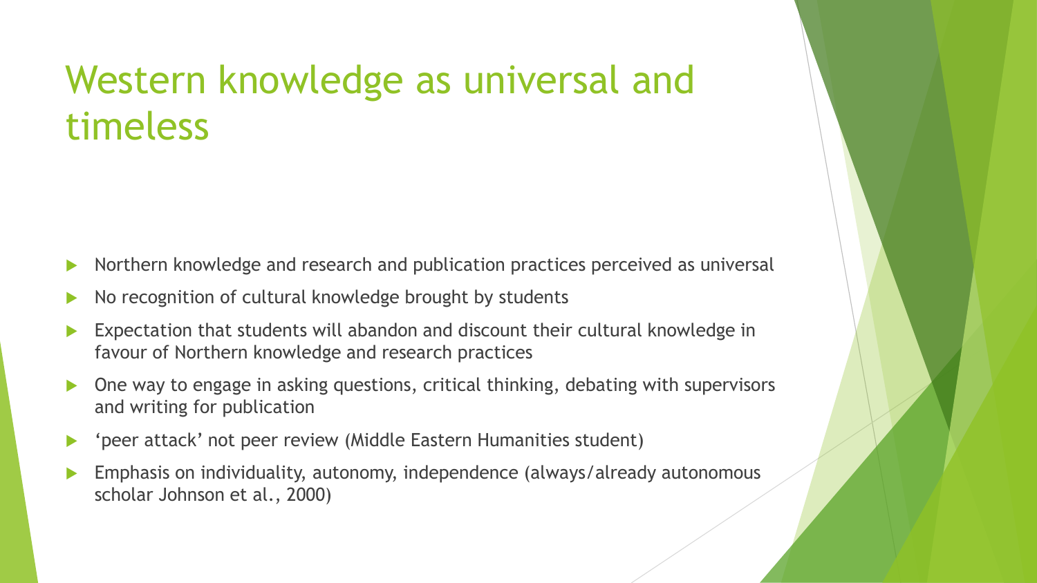# Western knowledge as universal and timeless

- Northern knowledge and research and publication practices perceived as universal
- No recognition of cultural knowledge brought by students
- Expectation that students will abandon and discount their cultural knowledge in favour of Northern knowledge and research practices
- One way to engage in asking questions, critical thinking, debating with supervisors and writing for publication
- 'peer attack' not peer review (Middle Eastern Humanities student)
- Emphasis on individuality, autonomy, independence (always/already autonomous scholar Johnson et al., 2000)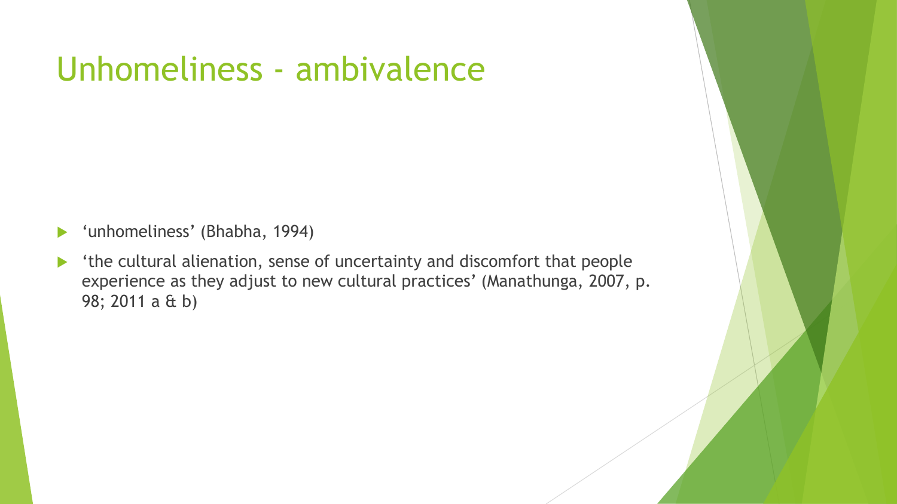# Unhomeliness - ambivalence

- ‘unhomeliness’ (Bhabha, 1994)
- ‘the cultural alienation, sense of uncertainty and discomfort that people experience as they adjust to new cultural practices’ (Manathunga, 2007, p. 98; 2011 a & b)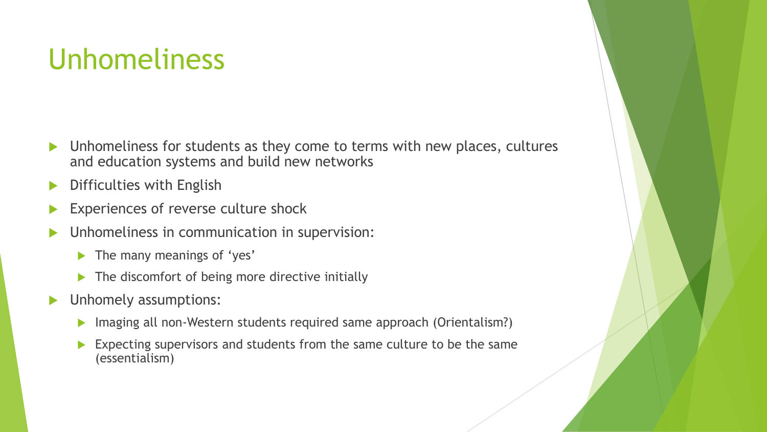# Unhomeliness

- Unhomeliness for students as they come to terms with new places, cultures and education systems and build new networks
- Difficulties with English
- Experiences of reverse culture shock
- Unhomeliness in communication in supervision:
  - The many meanings of 'yes'
  - The discomfort of being more directive initially
- Unhomely assumptions:
  - Imaging all non-Western students required same approach (Orientalism?)
  - Expecting supervisors and students from the same culture to be the same (essentialism)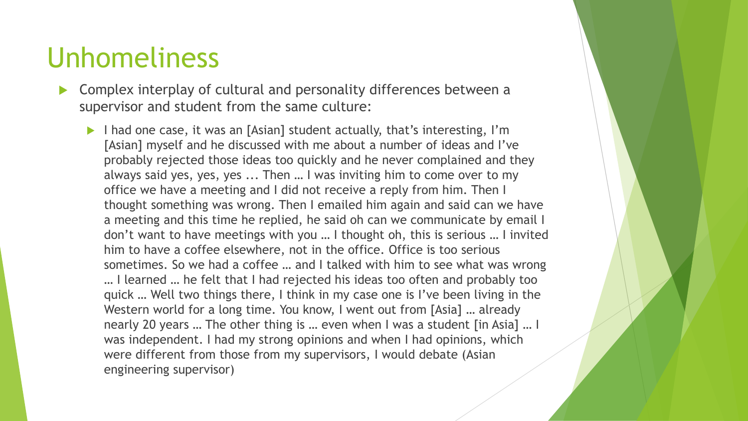# Unhomeliness

- Complex interplay of cultural and personality differences between a supervisor and student from the same culture:
  - I had one case, it was an [Asian] student actually, that's interesting, I'm [Asian] myself and he discussed with me about a number of ideas and I've probably rejected those ideas too quickly and he never complained and they always said yes, yes, yes ... Then … I was inviting him to come over to my office we have a meeting and I did not receive a reply from him. Then I thought something was wrong. Then I emailed him again and said can we have a meeting and this time he replied, he said oh can we communicate by email I don't want to have meetings with you … I thought oh, this is serious … I invited him to have a coffee elsewhere, not in the office. Office is too serious sometimes. So we had a coffee … and I talked with him to see what was wrong … I learned … he felt that I had rejected his ideas too often and probably too quick … Well two things there, I think in my case one is I've been living in the Western world for a long time. You know, I went out from [Asia] … already nearly 20 years … The other thing is … even when I was a student [in Asia] … I was independent. I had my strong opinions and when I had opinions, which were different from those from my supervisors, I would debate (Asian engineering supervisor)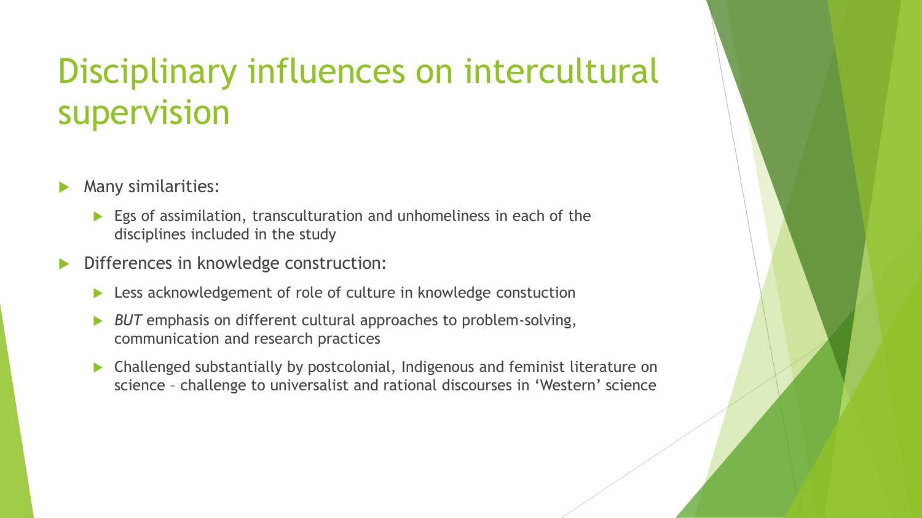# Disciplinary influences on intercultural supervision

- Many similarities:
  - Egs of assimilation, transculturation and unhomeliness in each of the disciplines included in the study
- Differences in knowledge construction:
  - Less acknowledgement of role of culture in knowledge constuction
  - *BUT* emphasis on different cultural approaches to problem-solving, communication and research practices
  - Challenged substantially by postcolonial, Indigenous and feminist literature on science – challenge to universalist and rational discourses in 'Western' science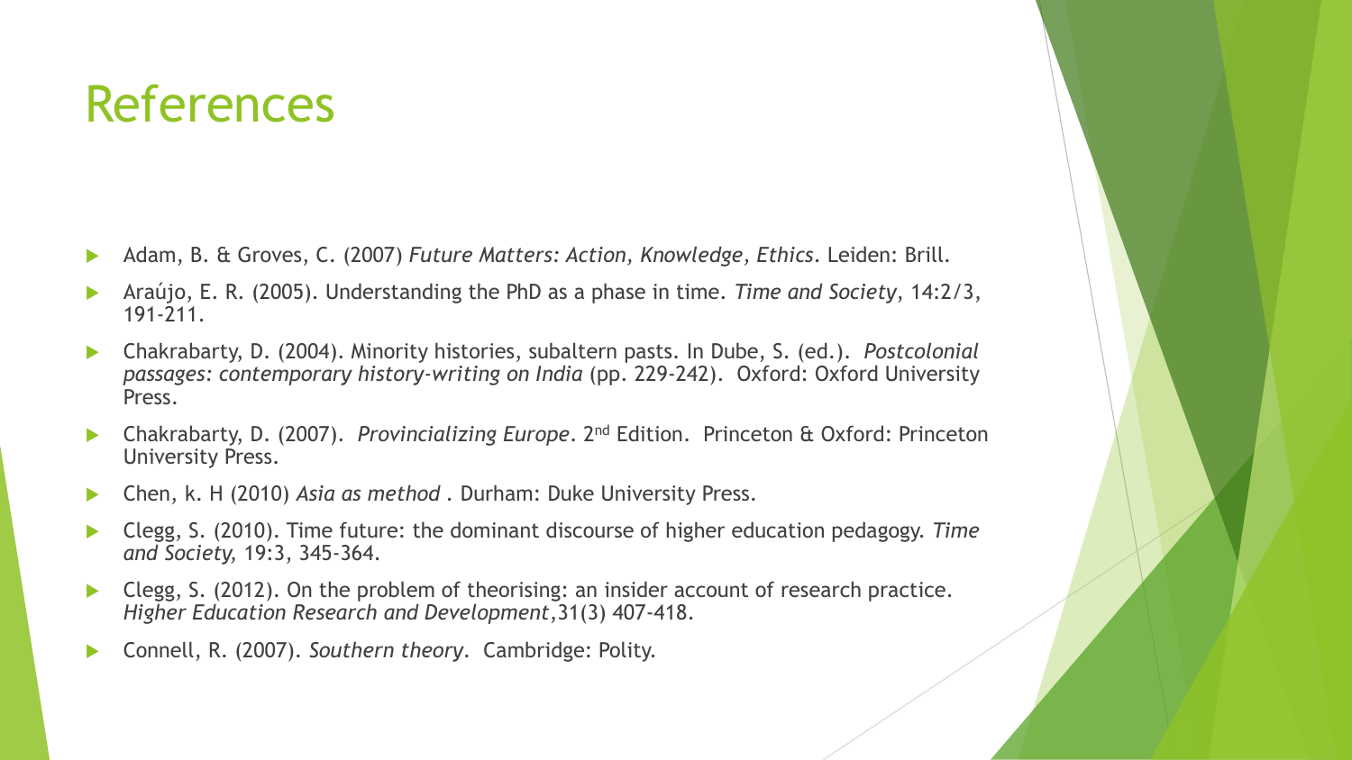# References

- Adam, B. & Groves, C. (2007) *Future Matters: Action, Knowledge, Ethics*. Leiden: Brill.
- Araújo, E. R. (2005). Understanding the PhD as a phase in time. *Time and Society*, 14:2/3, 191-211.
- Chakrabarty, D. (2004). Minority histories, subaltern pasts. In Dube, S. (ed.). *Postcolonial passages: contemporary history-writing on India* (pp. 229-242). Oxford: Oxford University Press.
- Chakrabarty, D. (2007). *Provincializing Europe*. 2nd Edition. Princeton & Oxford: Princeton University Press.
- Chen, k. H (2010) *Asia as method* . Durham: Duke University Press.
- Clegg, S. (2010). Time future: the dominant discourse of higher education pedagogy. *Time and Society,* 19:3, 345-364.
- Clegg, S. (2012). On the problem of theorising: an insider account of research practice. *Higher Education Research and Development*,31(3) 407-418.
- Connell, R. (2007). *Southern theory*. Cambridge: Polity.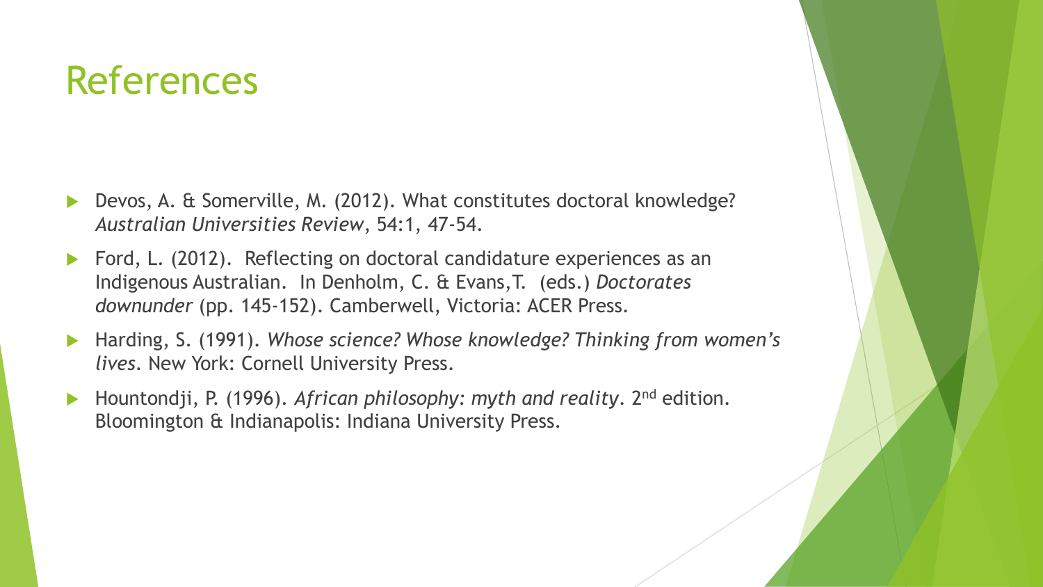# References

- Devos, A. & Somerville, M. (2012). What constitutes doctoral knowledge? *Australian Universities Review*, 54:1, 47-54.
- Ford, L. (2012). Reflecting on doctoral candidature experiences as an Indigenous Australian. In Denholm, C. & Evans, T. (eds.) *Doctorates downunder* (pp. 145-152). Camberwell, Victoria: ACER Press.
- Harding, S. (1991). *Whose science? Whose knowledge? Thinking from women's lives*. New York: Cornell University Press.
- Hountondji, P. (1996). *African philosophy: myth and reality*. 2nd edition. Bloomington & Indianapolis: Indiana University Press.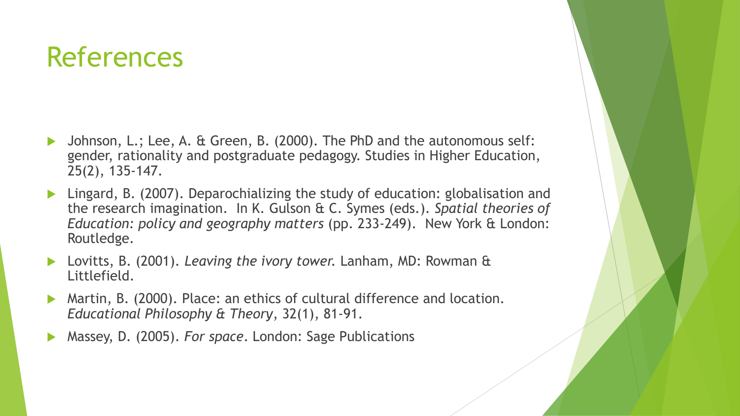# References

- Johnson, L.; Lee, A. & Green, B. (2000). The PhD and the autonomous self: gender, rationality and postgraduate pedagogy. Studies in Higher Education, 25(2), 135-147.
- Lingard, B. (2007). Deparochializing the study of education: globalisation and the research imagination. In K. Gulson & C. Symes (eds.). *Spatial theories of Education: policy and geography matters* (pp. 233-249). New York & London: Routledge.
- Lovitts, B. (2001). *Leaving the ivory tower.* Lanham, MD: Rowman & Littlefield.
- Martin, B. (2000). Place: an ethics of cultural difference and location. *Educational Philosophy & Theory*, 32(1), 81-91.
- Massey, D. (2005). *For space*. London: Sage Publications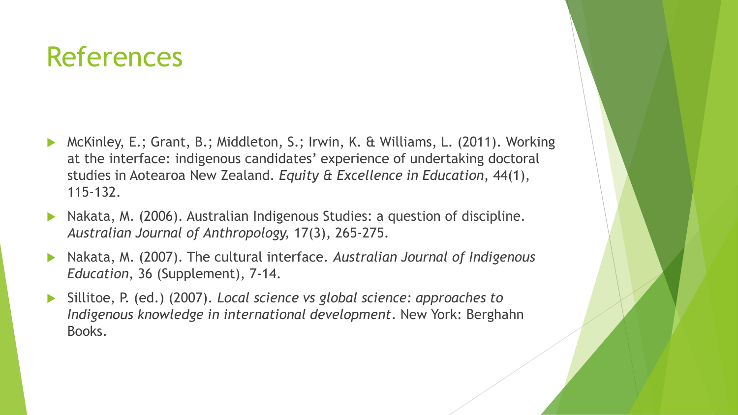# References

- McKinley, E.; Grant, B.; Middleton, S.; Irwin, K. & Williams, L. (2011). Working at the interface: indigenous candidates' experience of undertaking doctoral studies in Aotearoa New Zealand. *Equity & Excellence in Education*, 44(1), 115-132.
- Nakata, M. (2006). Australian Indigenous Studies: a question of discipline. *Australian Journal of Anthropology,* 17(3), 265-275.
- Nakata, M. (2007). The cultural interface. *Australian Journal of Indigenous Education*, 36 (Supplement), 7-14.
- Sillitoe, P. (ed.) (2007). *Local science vs global science: approaches to Indigenous knowledge in international development*. New York: Berghahn Books.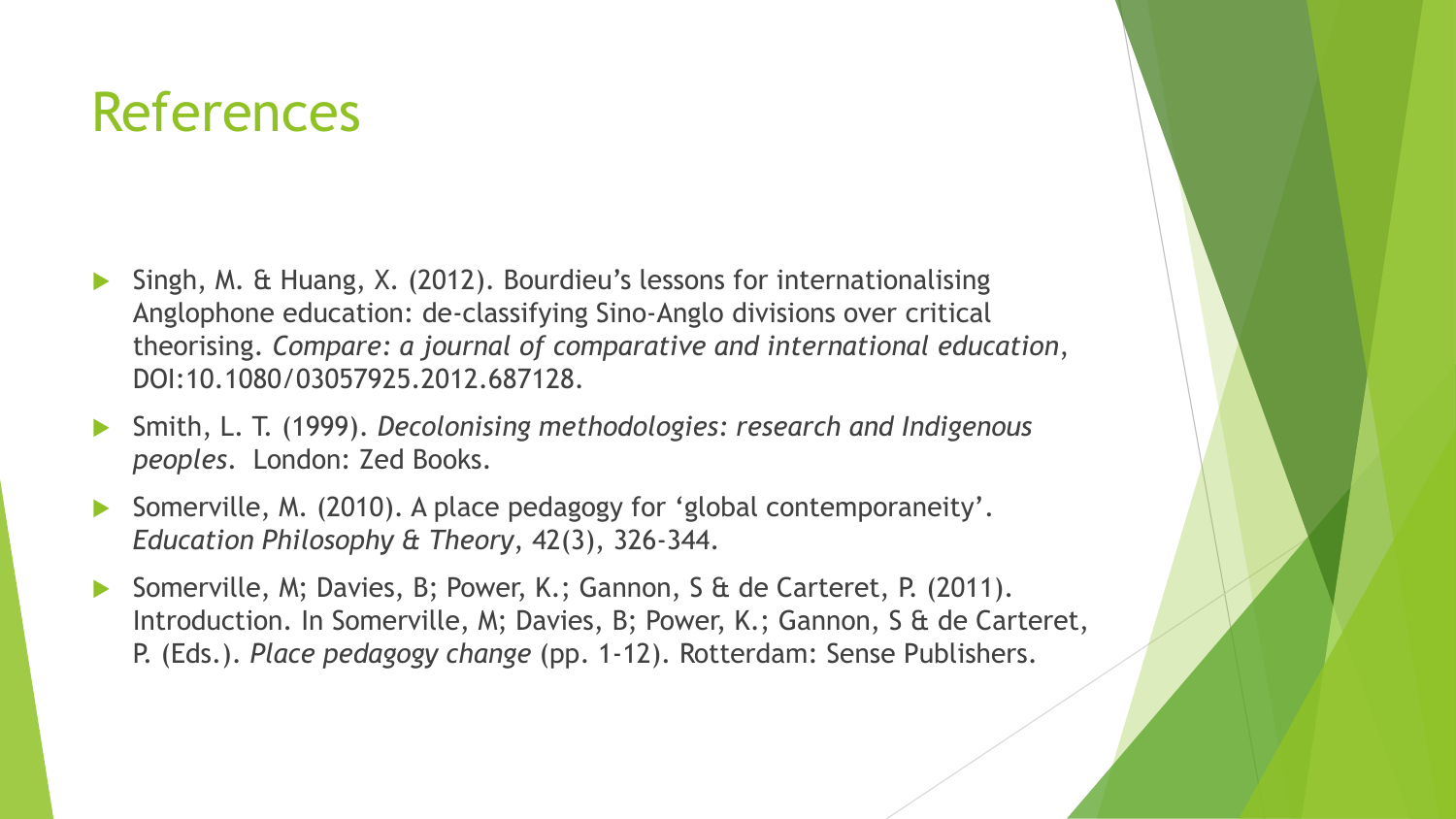# References

- Singh, M. & Huang, X. (2012). Bourdieu's lessons for internationalising Anglophone education: de-classifying Sino-Anglo divisions over critical theorising. *Compare: a journal of comparative and international education*, DOI:10.1080/03057925.2012.687128.
- Smith, L. T. (1999). *Decolonising methodologies: research and Indigenous peoples*. London: Zed Books.
- Somerville, M. (2010). A place pedagogy for 'global contemporaneity'. *Education Philosophy & Theory*, 42(3), 326-344.
- Somerville, M; Davies, B; Power, K.; Gannon, S & de Carteret, P. (2011). Introduction. In Somerville, M; Davies, B; Power, K.; Gannon, S & de Carteret, P. (Eds.). *Place pedagogy change* (pp. 1-12). Rotterdam: Sense Publishers.